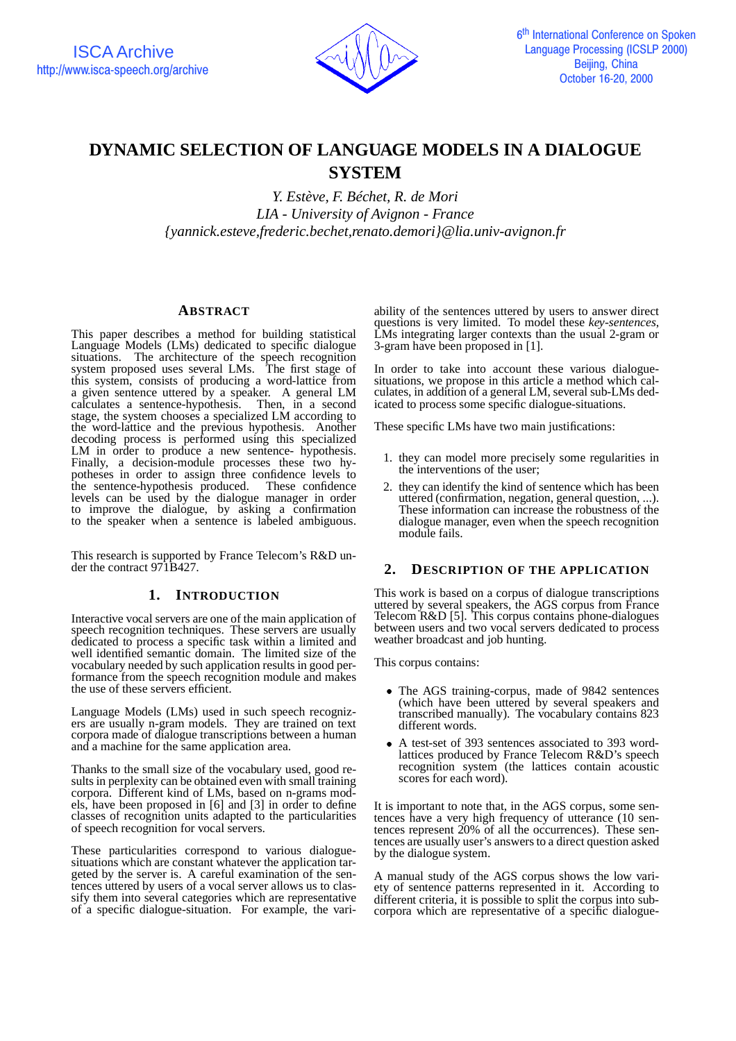# DYNAMIC SELECTION OF LANGUAGE MODELS IN A DIALOGUE SYSTEM

*Y. Estève, F. Béchet, R. de Mori*
*LIA - University of Avignon - France*
*{yannick.esteve,frederic.bechet,renato.demori}@lia.univ-avignon.fr*

## ABSTRACT

This paper describes a method for building statistical Language Models (LMs) dedicated to specific dialogue situations. The architecture of the speech recognition system proposed uses several LMs. The first stage of this system, consists of producing a word-lattice from a given sentence uttered by a speaker. A general LM calculates a sentence-hypothesis. Then, in a second stage, the system chooses a specialized LM according to the word-lattice and the previous hypothesis. Another decoding process is performed using this specialized LM in order to produce a new sentence- hypothesis. Finally, a decision-module processes these two hypotheses in order to assign three confidence levels to the sentence-hypothesis produced. These confidence levels can be used by the dialogue manager in order to improve the dialogue, by asking a confirmation to the speaker when a sentence is labeled ambiguous.

This research is supported by France Telecom's R&D under the contract 971B427.

## 1. INTRODUCTION

Interactive vocal servers are one of the main application of speech recognition techniques. These servers are usually dedicated to process a specific task within a limited and well identified semantic domain. The limited size of the vocabulary needed by such application results in good performance from the speech recognition module and makes the use of these servers efficient.

Language Models (LMs) used in such speech recognizers are usually n-gram models. They are trained on text corpora made of dialogue transcriptions between a human and a machine for the same application area.

Thanks to the small size of the vocabulary used, good results in perplexity can be obtained even with small training corpora. Different kind of LMs, based on n-grams models, have been proposed in [6] and [3] in order to define classes of recognition units adapted to the particularities of speech recognition for vocal servers.

These particularities correspond to various dialogue-situations which are constant whatever the application targeted by the server is. A careful examination of the sentences uttered by users of a vocal server allows us to classify them into several categories which are representative of a specific dialogue-situation. For example, the variability of the sentences uttered by users to answer direct questions is very limited. To model these *key-sentences*, LMs integrating larger contexts than the usual 2-gram or 3-gram have been proposed in [1].

In order to take into account these various dialogue-situations, we propose in this article a method which calculates, in addition of a general LM, several sub-LMs dedicated to process some specific dialogue-situations.

These specific LMs have two main justifications:

1. they can model more precisely some regularities in the interventions of the user;
2. they can identify the kind of sentence which has been uttered (confirmation, negation, general question, ...). These information can increase the robustness of the dialogue manager, even when the speech recognition module fails.

## 2. DESCRIPTION OF THE APPLICATION

This work is based on a corpus of dialogue transcriptions uttered by several speakers, the AGS corpus from France Telecom R&D [5]. This corpus contains phone-dialogues between users and two vocal servers dedicated to process weather broadcast and job hunting.

This corpus contains:

- The AGS training-corpus, made of 9842 sentences (which have been uttered by several speakers and transcribed manually). The vocabulary contains 823 different words.
- A test-set of 393 sentences associated to 393 word-lattices produced by France Telecom R&D's speech recognition system (the lattices contain acoustic scores for each word).

It is important to note that, in the AGS corpus, some sentences have a very high frequency of utterance (10 sentences represent 20% of all the occurrences). These sentences are usually user's answers to a direct question asked by the dialogue system.

A manual study of the AGS corpus shows the low variety of sentence patterns represented in it. According to different criteria, it is possible to split the corpus into sub-corpora which are representative of a specific dialogue-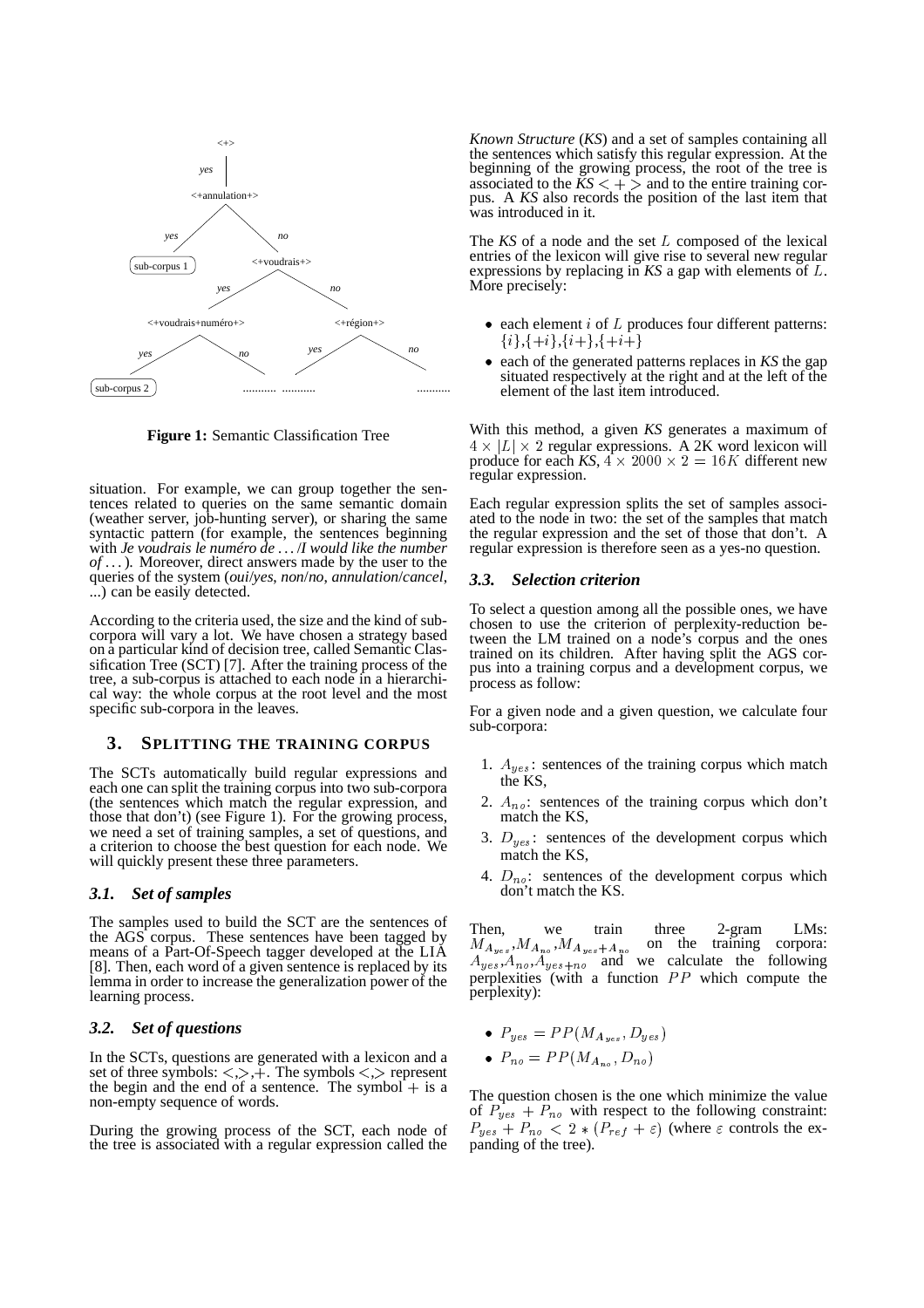Figure 1: Semantic Classification Tree

situation. For example, we can group together the sentences related to queries on the same semantic domain (weather server, job-hunting server), or sharing the same syntactic pattern (for example, the sentences beginning with *Je voudrais le numéro de ...* /*I would like the number of ...*). Moreover, direct answers made by the user to the queries of the system (*oui*/*yes*, *non*/*no*, *annulation*/*cancel*, ...) can be easily detected.

According to the criteria used, the size and the kind of sub-corpora will vary a lot. We have chosen a strategy based on a particular kind of decision tree, called Semantic Classification Tree (SCT) [7]. After the training process of the tree, a sub-corpus is attached to each node in a hierarchical way: the whole corpus at the root level and the most specific sub-corpora in the leaves.

## 3. SPLITTING THE TRAINING CORPUS

The SCTs automatically build regular expressions and each one can split the training corpus into two sub-corpora (the sentences which match the regular expression, and those that don't) (see Figure 1). For the growing process, we need a set of training samples, a set of questions, and a criterion to choose the best question for each node. We will quickly present these three parameters.

### 3.1. Set of samples

The samples used to build the SCT are the sentences of the AGS corpus. These sentences have been tagged by means of a Part-Of-Speech tagger developed at the LIA [8]. Then, each word of a given sentence is replaced by its lemma in order to increase the generalization power of the learning process.

### 3.2. Set of questions

In the SCTs, questions are generated with a lexicon and a set of three symbols: $<$,$>$,$+$. The symbols $<$,$>$ represent the begin and the end of a sentence. The symbol $+$ is a non-empty sequence of words.

During the growing process of the SCT, each node of the tree is associated with a regular expression called the *Known Structure* (*KS*) and a set of samples containing all the sentences which satisfy this regular expression. At the beginning of the growing process, the root of the tree is associated to the *KS* $<+>$ and to the entire training corpus. A *KS* also records the position of the last item that was introduced in it.

The *KS* of a node and the set $L$ composed of the lexical entries of the lexicon will give rise to several new regular expressions by replacing in *KS* a gap with elements of $L$. More precisely:

- each element $i$ of $L$ produces four different patterns: $\{i\}$,$\{+i\}$,$\{i+\}$,$\{+i+\}$
- each of the generated patterns replaces in *KS* the gap situated respectively at the right and at the left of the element of the last item introduced.

With this method, a given *KS* generates a maximum of $4 \times |L| \times 2$ regular expressions. A 2K word lexicon will produce for each *KS*, $4 \times 2000 \times 2 = 16K$ different new regular expression.

Each regular expression splits the set of samples associated to the node in two: the set of the samples that match the regular expression and the set of those that don't. A regular expression is therefore seen as a yes-no question.

### 3.3. Selection criterion

To select a question among all the possible ones, we have chosen to use the criterion of perplexity-reduction between the LM trained on a node's corpus and the ones trained on its children. After having split the AGS corpus into a training corpus and a development corpus, we process as follow:

For a given node and a given question, we calculate four sub-corpora:

1. $A_{yes}$: sentences of the training corpus which match the KS,
2. $A_{no}$: sentences of the training corpus which don't match the KS,
3. $D_{yes}$: sentences of the development corpus which match the KS,
4. $D_{no}$: sentences of the development corpus which don't match the KS.

Then, we train three 2-gram LMs: $M_{A_{yes}}$,$M_{A_{no}}$,$M_{A_{yes}+A_{no}}$ on the training corpora: $A_{yes}$,$A_{no}$,$A_{yes+no}$ and we calculate the following perplexities (with a function $PP$ which compute the perplexity):

- $P_{yes} = PP(M_{A_{yes}}, D_{yes})$
- $P_{no} = PP(M_{A_{no}}, D_{no})$

The question chosen is the one which minimize the value of $P_{yes} + P_{no}$ with respect to the following constraint: $P_{yes} + P_{no} < 2 * (P_{ref} + \varepsilon)$ (where $\varepsilon$ controls the expanding of the tree).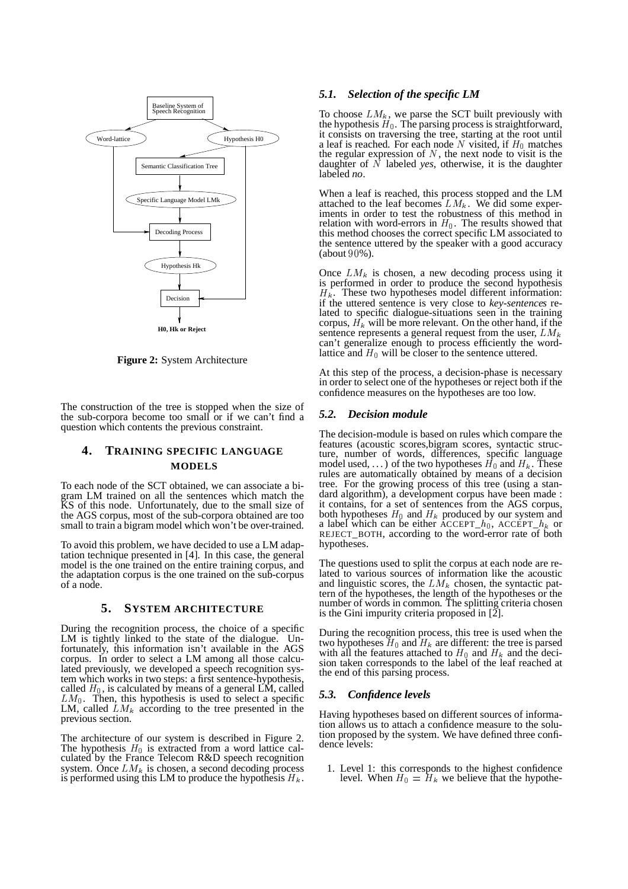Figure 2: System Architecture

The construction of the tree is stopped when the size of the sub-corpora become too small or if we can't find a question which contents the previous constraint.

## 4. TRAINING SPECIFIC LANGUAGE MODELS

To each node of the SCT obtained, we can associate a bigram LM trained on all the sentences which match the KS of this node. Unfortunately, due to the small size of the AGS corpus, most of the sub-corpora obtained are too small to train a bigram model which won't be over-trained.

To avoid this problem, we have decided to use a LM adaptation technique presented in [4]. In this case, the general model is the one trained on the entire training corpus, and the adaptation corpus is the one trained on the sub-corpus of a node.

## 5. SYSTEM ARCHITECTURE

During the recognition process, the choice of a specific LM is tightly linked to the state of the dialogue. Unfortunately, this information isn't available in the AGS corpus. In order to select a LM among all those calculated previously, we developed a speech recognition system which works in two steps: a first sentence-hypothesis, called $H_0$, is calculated by means of a general LM, called $LM_0$. Then, this hypothesis is used to select a specific LM, called $LM_k$ according to the tree presented in the previous section.

The architecture of our system is described in Figure 2. The hypothesis $H_0$ is extracted from a word lattice calculated by the France Telecom R&D speech recognition system. Once $LM_k$ is chosen, a second decoding process is performed using this LM to produce the hypothesis $H_k$.

### 5.1. Selection of the specific LM

To choose $LM_k$, we parse the SCT built previously with the hypothesis $H_0$. The parsing process is straightforward, it consists on traversing the tree, starting at the root until a leaf is reached. For each node $N$ visited, if $H_0$ matches the regular expression of $N$, the next node to visit is the daughter of $N$ labeled *yes*, otherwise, it is the daughter labeled *no*.

When a leaf is reached, this process stopped and the LM attached to the leaf becomes $LM_k$. We did some experiments in order to test the robustness of this method in relation with word-errors in $H_0$. The results showed that this method chooses the correct specific LM associated to the sentence uttered by the speaker with a good accuracy (about $90\%$).

Once $LM_k$ is chosen, a new decoding process using it is performed in order to produce the second hypothesis $H_k$. These two hypotheses model different information: if the uttered sentence is very close to *key-sentences* related to specific dialogue-situations seen in the training corpus, $H_k$ will be more relevant. On the other hand, if the sentence represents a general request from the user, $LM_k$ can't generalize enough to process efficiently the word-lattice and $H_0$ will be closer to the sentence uttered.

At this step of the process, a decision-phase is necessary in order to select one of the hypotheses or reject both if the confidence measures on the hypotheses are too low.

### 5.2. Decision module

The decision-module is based on rules which compare the features (acoustic scores,bigram scores, syntactic structure, number of words, differences, specific language model used, ...) of the two hypotheses $H_0$ and $H_k$. These rules are automatically obtained by means of a decision tree. For the growing process of this tree (using a standard algorithm), a development corpus have been made : it contains, for a set of sentences from the AGS corpus, both hypotheses $H_0$ and $H_k$ produced by our system and a label which can be either ACCEPT_$h_0$, ACCEPT_$h_k$ or REJECT_BOTH, according to the word-error rate of both hypotheses.

The questions used to split the corpus at each node are related to various sources of information like the acoustic and linguistic scores, the $LM_k$ chosen, the syntactic pattern of the hypotheses, the length of the hypotheses or the number of words in common. The splitting criteria chosen is the Gini impurity criteria proposed in [2].

During the recognition process, this tree is used when the two hypotheses $H_0$ and $H_k$ are different: the tree is parsed with all the features attached to $H_0$ and $H_k$ and the decision taken corresponds to the label of the leaf reached at the end of this parsing process.

### 5.3. Confidence levels

Having hypotheses based on different sources of information allows us to attach a confidence measure to the solution proposed by the system. We have defined three confidence levels:

1. Level 1: this corresponds to the highest confidence level. When $H_0 = H_k$ we believe that the hypothe-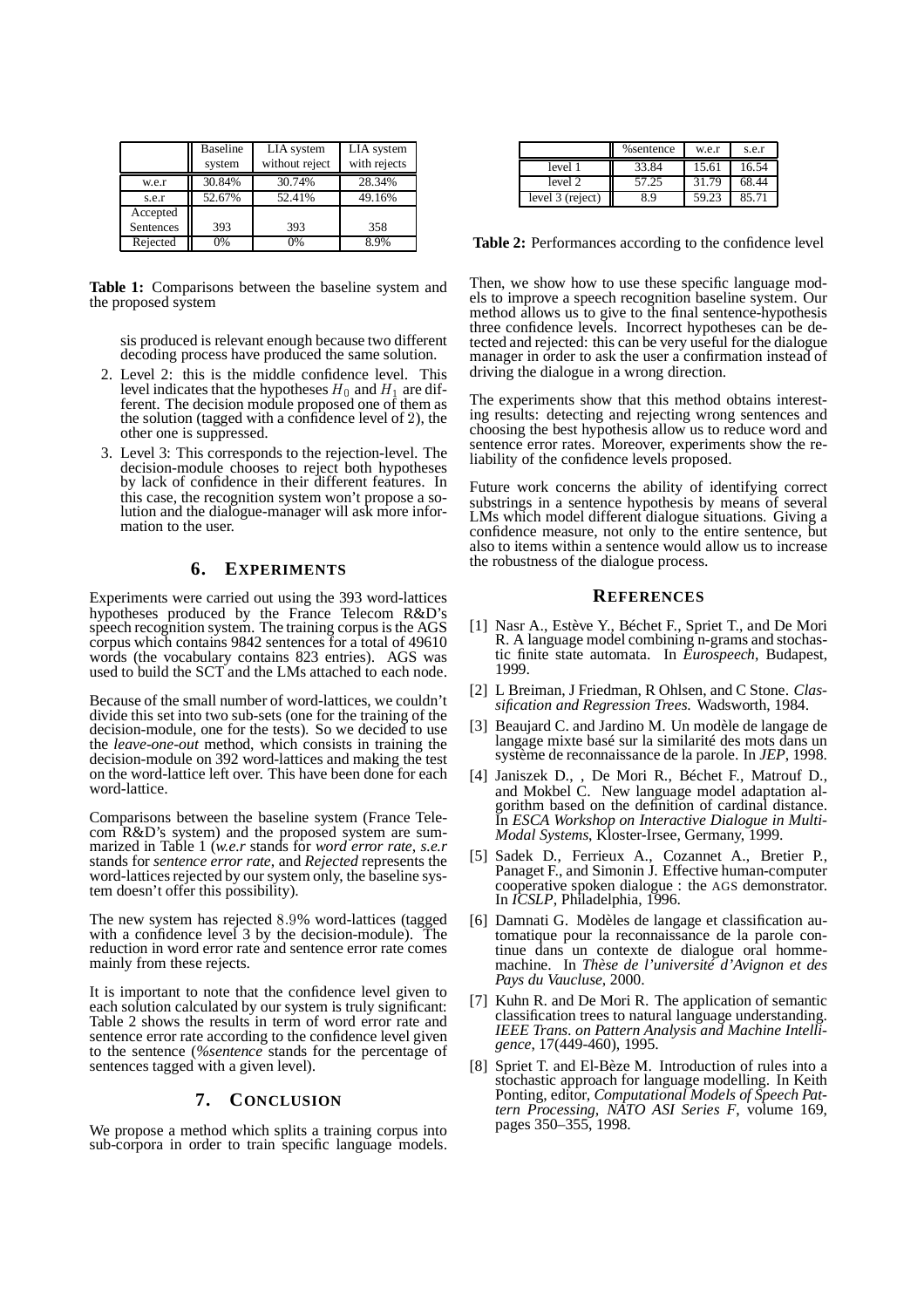| | Baseline system | LIA system without reject | LIA system with rejects |
|---|---|---|---|
| w.e.r | 30.84% | 30.74% | 28.34% |
| s.e.r | 52.67% | 52.41% | 49.16% |
| Accepted Sentences | 393 | 393 | 358 |
| Rejected | 0% | 0% | 8.9% |

**Table 1:** Comparisons between the baseline system and the proposed system

sis produced is relevant enough because two different decoding process have produced the same solution.

2. Level 2: this is the middle confidence level. This level indicates that the hypotheses $H_0$ and $H_1$ are different. The decision module proposed one of them as the solution (tagged with a confidence level of 2), the other one is suppressed.
3. Level 3: This corresponds to the rejection-level. The decision-module chooses to reject both hypotheses by lack of confidence in their different features. In this case, the recognition system won't propose a solution and the dialogue-manager will ask more information to the user.

## 6. EXPERIMENTS

Experiments were carried out using the 393 word-lattices hypotheses produced by the France Telecom R&D's speech recognition system. The training corpus is the AGS corpus which contains 9842 sentences for a total of 49610 words (the vocabulary contains 823 entries). AGS was used to build the SCT and the LMs attached to each node.

Because of the small number of word-lattices, we couldn't divide this set into two sub-sets (one for the training of the decision-module, one for the tests). So we decided to use the *leave-one-out* method, which consists in training the decision-module on 392 word-lattices and making the test on the word-lattice left over. This have been done for each word-lattice.

Comparisons between the baseline system (France Telecom R&D's system) and the proposed system are summarized in Table 1 (*w.e.r* stands for *word error rate*, *s.e.r* stands for *sentence error rate*, and *Rejected* represents the word-lattices rejected by our system only, the baseline system doesn't offer this possibility).

The new system has rejected $8.9\%$ word-lattices (tagged with a confidence level 3 by the decision-module). The reduction in word error rate and sentence error rate comes mainly from these rejects.

It is important to note that the confidence level given to each solution calculated by our system is truly significant: Table 2 shows the results in term of word error rate and sentence error rate according to the confidence level given to the sentence (*%sentence* stands for the percentage of sentences tagged with a given level).

## 7. CONCLUSION

We propose a method which splits a training corpus into sub-corpora in order to train specific language models.

| | %sentence | w.e.r | s.e.r |
|---|---|---|---|
| level 1 | 33.84 | 15.61 | 16.54 |
| level 2 | 57.25 | 31.79 | 68.44 |
| level 3 (reject) | 8.9 | 59.23 | 85.71 |

**Table 2:** Performances according to the confidence level

Then, we show how to use these specific language models to improve a speech recognition baseline system. Our method allows us to give to the final sentence-hypothesis three confidence levels. Incorrect hypotheses can be detected and rejected: this can be very useful for the dialogue manager in order to ask the user a confirmation instead of driving the dialogue in a wrong direction.

The experiments show that this method obtains interesting results: detecting and rejecting wrong sentences and choosing the best hypothesis allow us to reduce word and sentence error rates. Moreover, experiments show the reliability of the confidence levels proposed.

Future work concerns the ability of identifying correct substrings in a sentence hypothesis by means of several LMs which model different dialogue situations. Giving a confidence measure, not only to the entire sentence, but also to items within a sentence would allow us to increase the robustness of the dialogue process.

## REFERENCES

[1] Nasr A., Estève Y., Béchet F., Spriet T., and De Mori R. A language model combining n-grams and stochastic finite state automata. In *Eurospeech*, Budapest, 1999.

[2] L Breiman, J Friedman, R Ohlsen, and C Stone. *Classification and Regression Trees.* Wadsworth, 1984.

[3] Beaujard C. and Jardino M. Un modèle de langage de langage mixte basé sur la similarité des mots dans un système de reconnaissance de la parole. In *JEP*, 1998.

[4] Janiszek D., , De Mori R., Béchet F., Matrouf D., and Mokbel C. New language model adaptation algorithm based on the definition of cardinal distance. In *ESCA Workshop on Interactive Dialogue in Multi-Modal Systems*, Kloster-Irsee, Germany, 1999.

[5] Sadek D., Ferrieux A., Cozannet A., Bretier P., Panaget F., and Simonin J. Effective human-computer cooperative spoken dialogue : the AGS demonstrator. In *ICSLP*, Philadelphia, 1996.

[6] Damnati G. Modèles de langage et classification automatique pour la reconnaissance de la parole continue dans un contexte de dialogue oral homme-machine. In *Thèse de l'université d'Avignon et des Pays du Vaucluse*, 2000.

[7] Kuhn R. and De Mori R. The application of semantic classification trees to natural language understanding. *IEEE Trans. on Pattern Analysis and Machine Intelligence*, 17(449-460), 1995.

[8] Spriet T. and El-Bèze M. Introduction of rules into a stochastic approach for language modelling. In Keith Ponting, editor, *Computational Models of Speech Pattern Processing, NATO ASI Series F*, volume 169, pages 350–355, 1998.